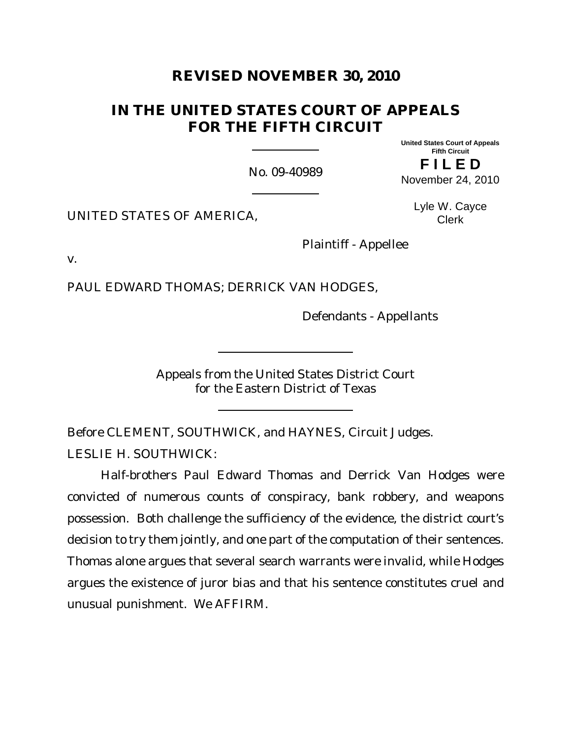# REVISED NOVEMBER 30, 2010

## IN THE UNITED STATES COURT OF APPEALS FOR THE FIFTH CIRCUIT

United States Court of Appeals
Fifth Circuit

**F I L E D**

November 24, 2010

Lyle W. Cayce
Clerk

No. 09-40989

UNITED STATES OF AMERICA,

Plaintiff - Appellee

v.

PAUL EDWARD THOMAS; DERRICK VAN HODGES,

Defendants - Appellants

Appeals from the United States District Court for the Eastern District of Texas

Before CLEMENT, SOUTHWICK, and HAYNES, Circuit Judges.

LESLIE H. SOUTHWICK:

Half-brothers Paul Edward Thomas and Derrick Van Hodges were convicted of numerous counts of conspiracy, bank robbery, and weapons possession. Both challenge the sufficiency of the evidence, the district court's decision to try them jointly, and one part of the computation of their sentences. Thomas alone argues that several search warrants were invalid, while Hodges argues the existence of juror bias and that his sentence constitutes cruel and unusual punishment. We AFFIRM.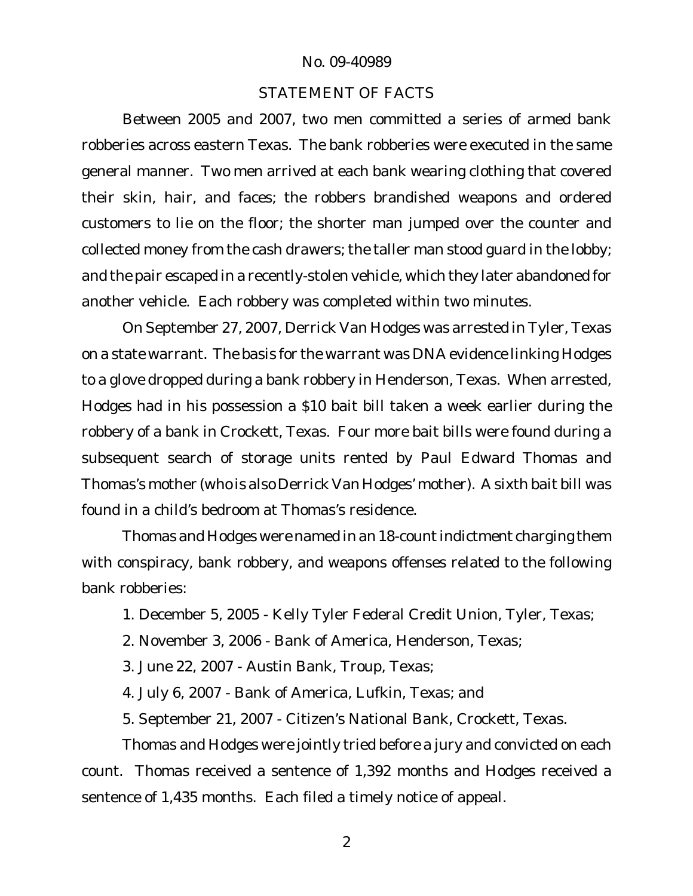## STATEMENT OF FACTS

Between 2005 and 2007, two men committed a series of armed bank robberies across eastern Texas. The bank robberies were executed in the same general manner. Two men arrived at each bank wearing clothing that covered their skin, hair, and faces; the robbers brandished weapons and ordered customers to lie on the floor; the shorter man jumped over the counter and collected money from the cash drawers; the taller man stood guard in the lobby; and the pair escaped in a recently-stolen vehicle, which they later abandoned for another vehicle. Each robbery was completed within two minutes.

On September 27, 2007, Derrick Van Hodges was arrested in Tyler, Texas on a state warrant. The basis for the warrant was DNA evidence linking Hodges to a glove dropped during a bank robbery in Henderson, Texas. When arrested, Hodges had in his possession a $10 bait bill taken a week earlier during the robbery of a bank in Crockett, Texas. Four more bait bills were found during a subsequent search of storage units rented by Paul Edward Thomas and Thomas's mother (who is also Derrick Van Hodges' mother). A sixth bait bill was found in a child's bedroom at Thomas's residence.

Thomas and Hodges were named in an 18-count indictment charging them with conspiracy, bank robbery, and weapons offenses related to the following bank robberies:

1. December 5, 2005 - Kelly Tyler Federal Credit Union, Tyler, Texas;
2. November 3, 2006 - Bank of America, Henderson, Texas;
3. June 22, 2007 - Austin Bank, Troup, Texas;
4. July 6, 2007 - Bank of America, Lufkin, Texas; and
5. September 21, 2007 - Citizen's National Bank, Crockett, Texas.

Thomas and Hodges were jointly tried before a jury and convicted on each count. Thomas received a sentence of 1,392 months and Hodges received a sentence of 1,435 months. Each filed a timely notice of appeal.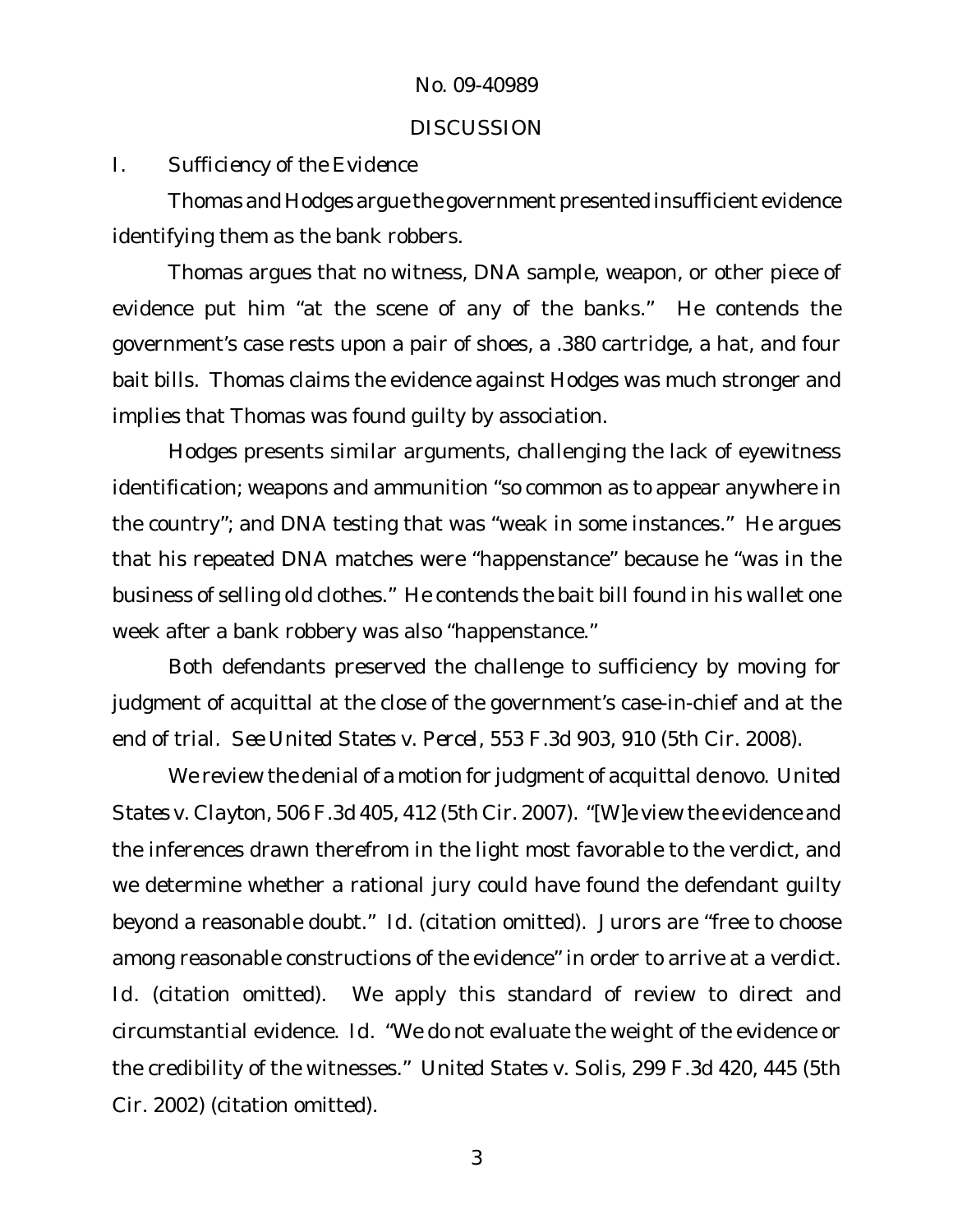## DISCUSSION

### I. *Sufficiency of the Evidence*

Thomas and Hodges argue the government presented insufficient evidence identifying them as the bank robbers.

Thomas argues that no witness, DNA sample, weapon, or other piece of evidence put him "at the scene of any of the banks." He contends the government's case rests upon a pair of shoes, a .380 cartridge, a hat, and four bait bills. Thomas claims the evidence against Hodges was much stronger and implies that Thomas was found guilty by association.

Hodges presents similar arguments, challenging the lack of eyewitness identification; weapons and ammunition "so common as to appear anywhere in the country"; and DNA testing that was "weak in some instances." He argues that his repeated DNA matches were "happenstance" because he "was in the business of selling old clothes." He contends the bait bill found in his wallet one week after a bank robbery was also "happenstance."

Both defendants preserved the challenge to sufficiency by moving for judgment of acquittal at the close of the government's case-in-chief and at the end of trial. *See United States v. Percel*, 553 F.3d 903, 910 (5th Cir. 2008).

We review the denial of a motion for judgment of acquittal *de novo*. *United States v. Clayton*, 506 F.3d 405, 412 (5th Cir. 2007). "[W]e view the evidence and the inferences drawn therefrom in the light most favorable to the verdict, and we determine whether a rational jury could have found the defendant guilty beyond a reasonable doubt." *Id.* (citation omitted). Jurors are "free to choose among reasonable constructions of the evidence" in order to arrive at a verdict. *Id.* (citation omitted). We apply this standard of review to direct and circumstantial evidence. *Id.* "We do not evaluate the weight of the evidence or the credibility of the witnesses." *United States v. Solis*, 299 F.3d 420, 445 (5th Cir. 2002) (citation omitted).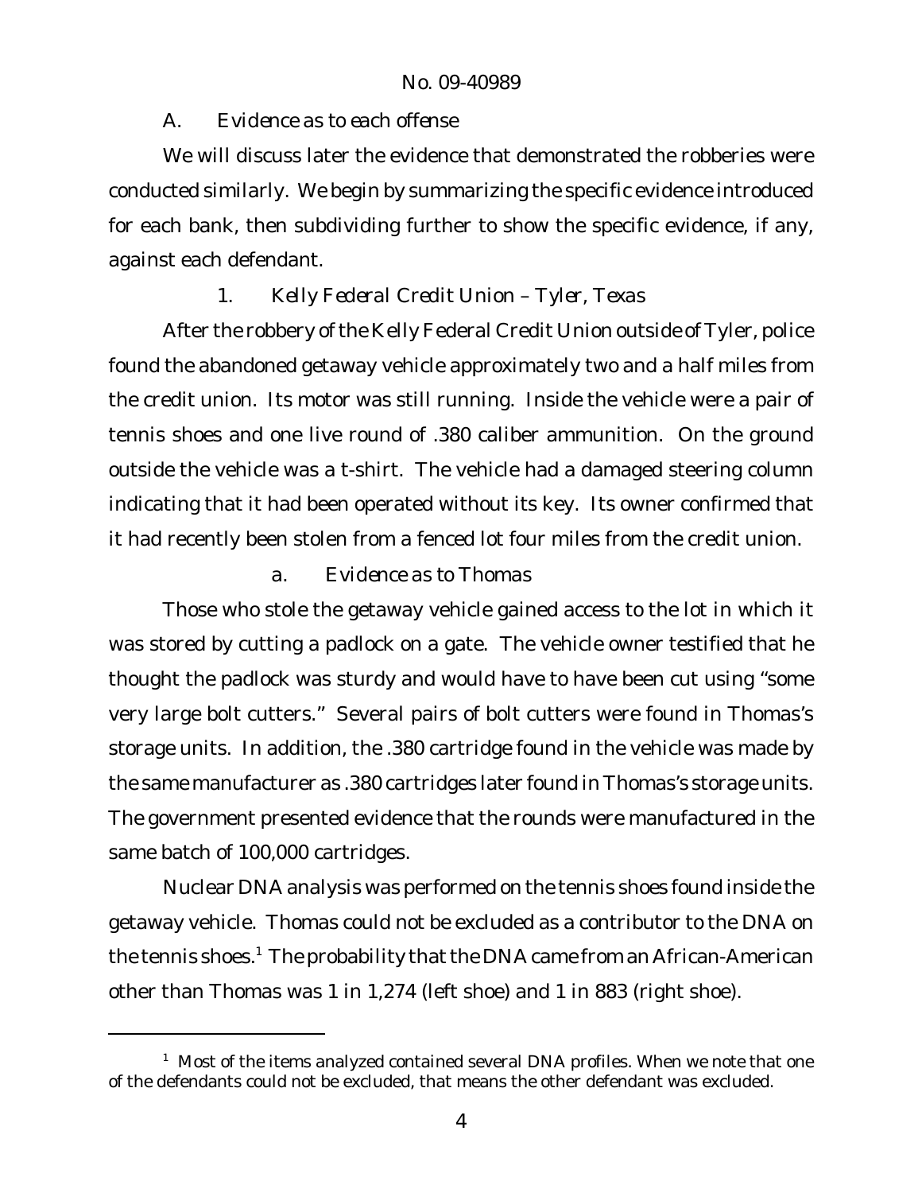### A. *Evidence as to each offense*

We will discuss later the evidence that demonstrated the robberies were conducted similarly. We begin by summarizing the specific evidence introduced for each bank, then subdividing further to show the specific evidence, if any, against each defendant.

#### 1. *Kelly Federal Credit Union – Tyler, Texas*

After the robbery of the Kelly Federal Credit Union outside of Tyler, police found the abandoned getaway vehicle approximately two and a half miles from the credit union. Its motor was still running. Inside the vehicle were a pair of tennis shoes and one live round of .380 caliber ammunition. On the ground outside the vehicle was a t-shirt. The vehicle had a damaged steering column indicating that it had been operated without its key. Its owner confirmed that it had recently been stolen from a fenced lot four miles from the credit union.

##### a. *Evidence as to Thomas*

Those who stole the getaway vehicle gained access to the lot in which it was stored by cutting a padlock on a gate. The vehicle owner testified that he thought the padlock was sturdy and would have to have been cut using "some very large bolt cutters." Several pairs of bolt cutters were found in Thomas's storage units. In addition, the .380 cartridge found in the vehicle was made by the same manufacturer as .380 cartridges later found in Thomas's storage units. The government presented evidence that the rounds were manufactured in the same batch of 100,000 cartridges.

Nuclear DNA analysis was performed on the tennis shoes found inside the getaway vehicle. Thomas could not be excluded as a contributor to the DNA on the tennis shoes.[1] The probability that the DNA came from an African-American other than Thomas was 1 in 1,274 (left shoe) and 1 in 883 (right shoe).

---

[1] Most of the items analyzed contained several DNA profiles. When we note that one of the defendants could not be excluded, that means the other defendant was excluded.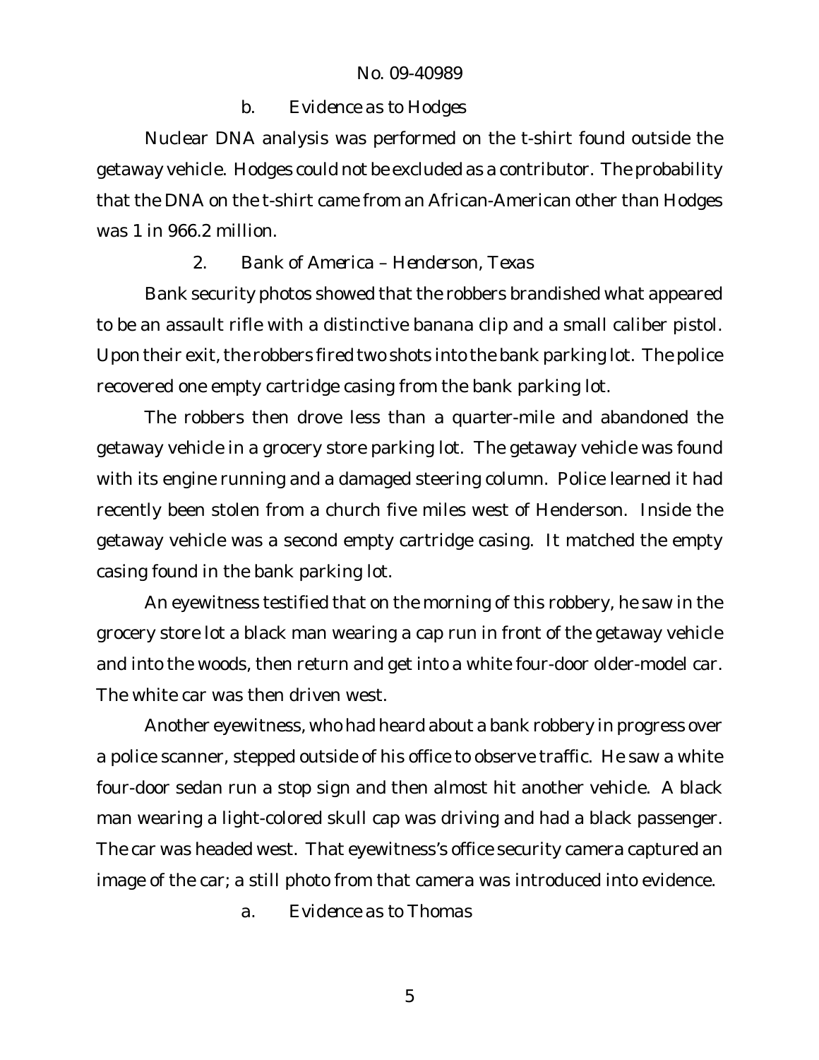b. *Evidence as to Hodges*

Nuclear DNA analysis was performed on the t-shirt found outside the getaway vehicle. Hodges could not be excluded as a contributor. The probability that the DNA on the t-shirt came from an African-American other than Hodges was 1 in 966.2 million.

2. *Bank of America – Henderson, Texas*

Bank security photos showed that the robbers brandished what appeared to be an assault rifle with a distinctive banana clip and a small caliber pistol. Upon their exit, the robbers fired two shots into the bank parking lot. The police recovered one empty cartridge casing from the bank parking lot.

The robbers then drove less than a quarter-mile and abandoned the getaway vehicle in a grocery store parking lot. The getaway vehicle was found with its engine running and a damaged steering column. Police learned it had recently been stolen from a church five miles west of Henderson. Inside the getaway vehicle was a second empty cartridge casing. It matched the empty casing found in the bank parking lot.

An eyewitness testified that on the morning of this robbery, he saw in the grocery store lot a black man wearing a cap run in front of the getaway vehicle and into the woods, then return and get into a white four-door older-model car. The white car was then driven west.

Another eyewitness, who had heard about a bank robbery in progress over a police scanner, stepped outside of his office to observe traffic. He saw a white four-door sedan run a stop sign and then almost hit another vehicle. A black man wearing a light-colored skull cap was driving and had a black passenger. The car was headed west. That eyewitness's office security camera captured an image of the car; a still photo from that camera was introduced into evidence.

a. *Evidence as to Thomas*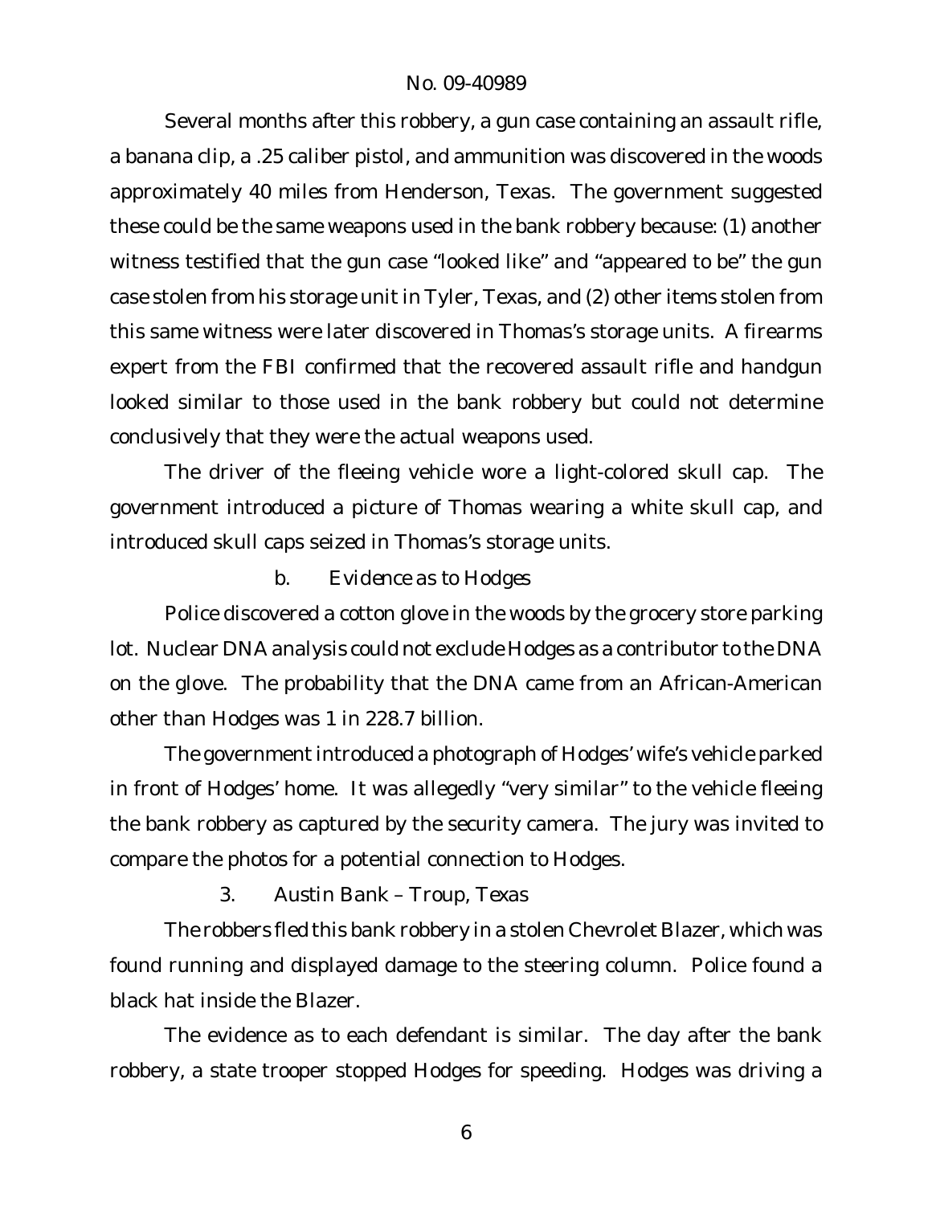Several months after this robbery, a gun case containing an assault rifle, a banana clip, a .25 caliber pistol, and ammunition was discovered in the woods approximately 40 miles from Henderson, Texas. The government suggested these could be the same weapons used in the bank robbery because: (1) another witness testified that the gun case "looked like" and "appeared to be" the gun case stolen from his storage unit in Tyler, Texas, and (2) other items stolen from this same witness were later discovered in Thomas's storage units. A firearms expert from the FBI confirmed that the recovered assault rifle and handgun looked similar to those used in the bank robbery but could not determine conclusively that they were the actual weapons used.

The driver of the fleeing vehicle wore a light-colored skull cap. The government introduced a picture of Thomas wearing a white skull cap, and introduced skull caps seized in Thomas's storage units.

#### b. *Evidence as to Hodges*

Police discovered a cotton glove in the woods by the grocery store parking lot. Nuclear DNA analysis could not exclude Hodges as a contributor to the DNA on the glove. The probability that the DNA came from an African-American other than Hodges was 1 in 228.7 billion.

The government introduced a photograph of Hodges' wife's vehicle parked in front of Hodges' home. It was allegedly "very similar" to the vehicle fleeing the bank robbery as captured by the security camera. The jury was invited to compare the photos for a potential connection to Hodges.

### 3. Austin Bank – Troup, Texas

The robbers fled this bank robbery in a stolen Chevrolet Blazer, which was found running and displayed damage to the steering column. Police found a black hat inside the Blazer.

The evidence as to each defendant is similar. The day after the bank robbery, a state trooper stopped Hodges for speeding. Hodges was driving a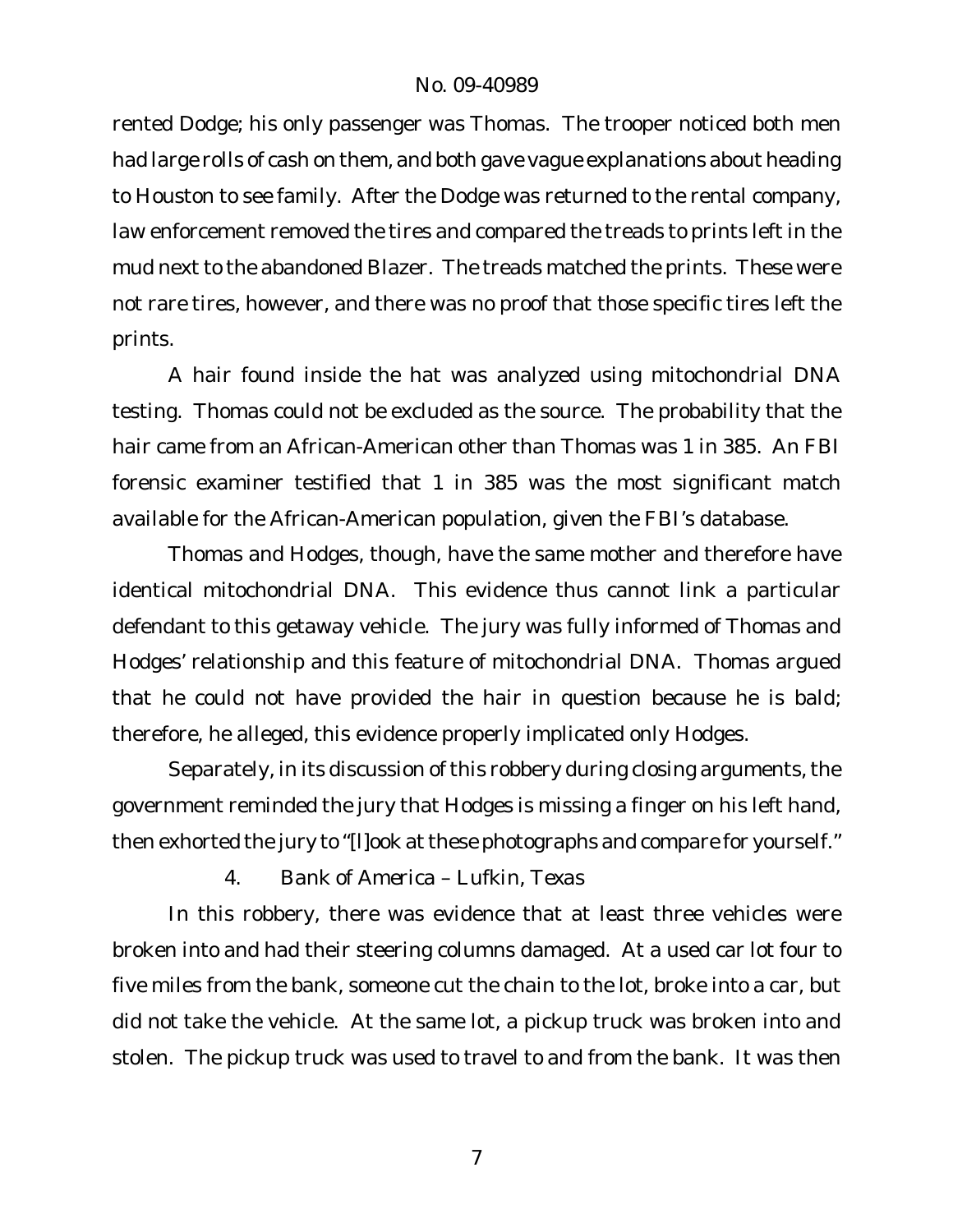rented Dodge; his only passenger was Thomas. The trooper noticed both men had large rolls of cash on them, and both gave vague explanations about heading to Houston to see family. After the Dodge was returned to the rental company, law enforcement removed the tires and compared the treads to prints left in the mud next to the abandoned Blazer. The treads matched the prints. These were not rare tires, however, and there was no proof that those specific tires left the prints.

A hair found inside the hat was analyzed using mitochondrial DNA testing. Thomas could not be excluded as the source. The probability that the hair came from an African-American other than Thomas was 1 in 385. An FBI forensic examiner testified that 1 in 385 was the most significant match available for the African-American population, given the FBI's database.

Thomas and Hodges, though, have the same mother and therefore have identical mitochondrial DNA. This evidence thus cannot link a particular defendant to this getaway vehicle. The jury was fully informed of Thomas and Hodges' relationship and this feature of mitochondrial DNA. Thomas argued that he could not have provided the hair in question because he is bald; therefore, he alleged, this evidence properly implicated only Hodges.

Separately, in its discussion of this robbery during closing arguments, the government reminded the jury that Hodges is missing a finger on his left hand, then exhorted the jury to "[l]ook at these photographs and compare for yourself."

#### 4. *Bank of America – Lufkin, Texas*

In this robbery, there was evidence that at least three vehicles were broken into and had their steering columns damaged. At a used car lot four to five miles from the bank, someone cut the chain to the lot, broke into a car, but did not take the vehicle. At the same lot, a pickup truck was broken into and stolen. The pickup truck was used to travel to and from the bank. It was then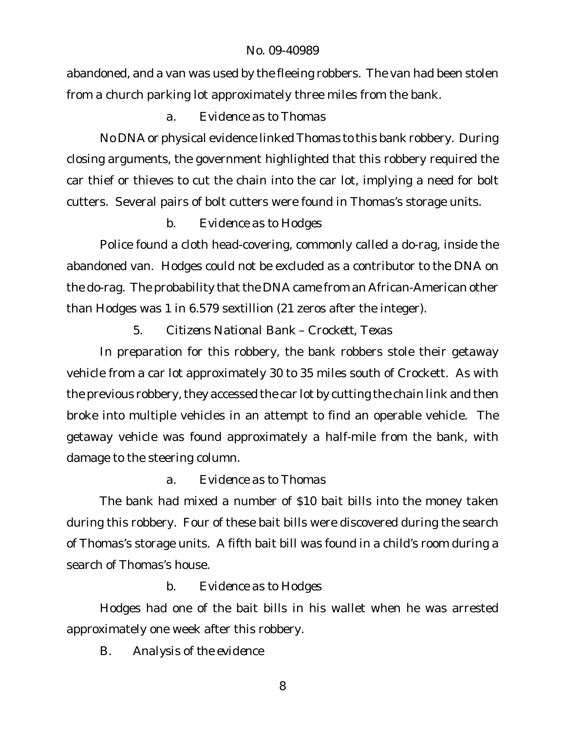abandoned, and a van was used by the fleeing robbers. The van had been stolen from a church parking lot approximately three miles from the bank.

*a. Evidence as to Thomas*

No DNA or physical evidence linked Thomas to this bank robbery. During closing arguments, the government highlighted that this robbery required the car thief or thieves to cut the chain into the car lot, implying a need for bolt cutters. Several pairs of bolt cutters were found in Thomas's storage units.

*b. Evidence as to Hodges*

Police found a cloth head-covering, commonly called a do-rag, inside the abandoned van. Hodges could not be excluded as a contributor to the DNA on the do-rag. The probability that the DNA came from an African-American other than Hodges was 1 in 6.579 sextillion (21 zeros after the integer).

### 5. *Citizens National Bank – Crockett, Texas*

In preparation for this robbery, the bank robbers stole their getaway vehicle from a car lot approximately 30 to 35 miles south of Crockett. As with the previous robbery, they accessed the car lot by cutting the chain link and then broke into multiple vehicles in an attempt to find an operable vehicle. The getaway vehicle was found approximately a half-mile from the bank, with damage to the steering column.

*a. Evidence as to Thomas*

The bank had mixed a number of $10 bait bills into the money taken during this robbery. Four of these bait bills were discovered during the search of Thomas's storage units. A fifth bait bill was found in a child's room during a search of Thomas's house.

*b. Evidence as to Hodges*

Hodges had one of the bait bills in his wallet when he was arrested approximately one week after this robbery.

## B. *Analysis of the evidence*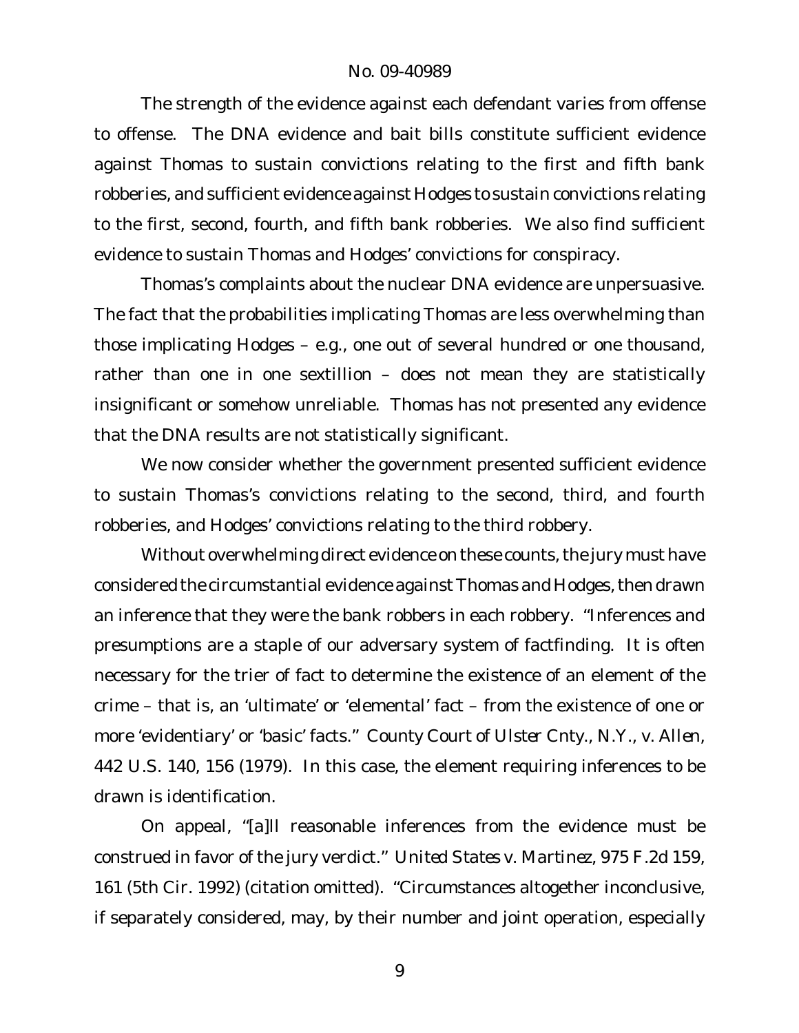The strength of the evidence against each defendant varies from offense to offense. The DNA evidence and bait bills constitute sufficient evidence against Thomas to sustain convictions relating to the first and fifth bank robberies, and sufficient evidence against Hodges to sustain convictions relating to the first, second, fourth, and fifth bank robberies. We also find sufficient evidence to sustain Thomas and Hodges' convictions for conspiracy.

Thomas's complaints about the nuclear DNA evidence are unpersuasive. The fact that the probabilities implicating Thomas are less overwhelming than those implicating Hodges – e.g., one out of several hundred or one thousand, rather than one in one sextillion – does not mean they are statistically insignificant or somehow unreliable. Thomas has not presented any evidence that the DNA results are not statistically significant.

We now consider whether the government presented sufficient evidence to sustain Thomas's convictions relating to the second, third, and fourth robberies, and Hodges' convictions relating to the third robbery.

Without overwhelming direct evidence on these counts, the jury must have considered the circumstantial evidence against Thomas and Hodges, then drawn an inference that they were the bank robbers in each robbery. "Inferences and presumptions are a staple of our adversary system of factfinding. It is often necessary for the trier of fact to determine the existence of an element of the crime – that is, an 'ultimate' or 'elemental' fact – from the existence of one or more 'evidentiary' or 'basic' facts." *County Court of Ulster Cnty., N.Y., v. Allen*, 442 U.S. 140, 156 (1979). In this case, the element requiring inferences to be drawn is identification.

On appeal, "[a]ll reasonable inferences from the evidence must be construed in favor of the jury verdict." *United States v. Martinez*, 975 F.2d 159, 161 (5th Cir. 1992) (citation omitted). "Circumstances altogether inconclusive, if separately considered, may, by their number and joint operation, especially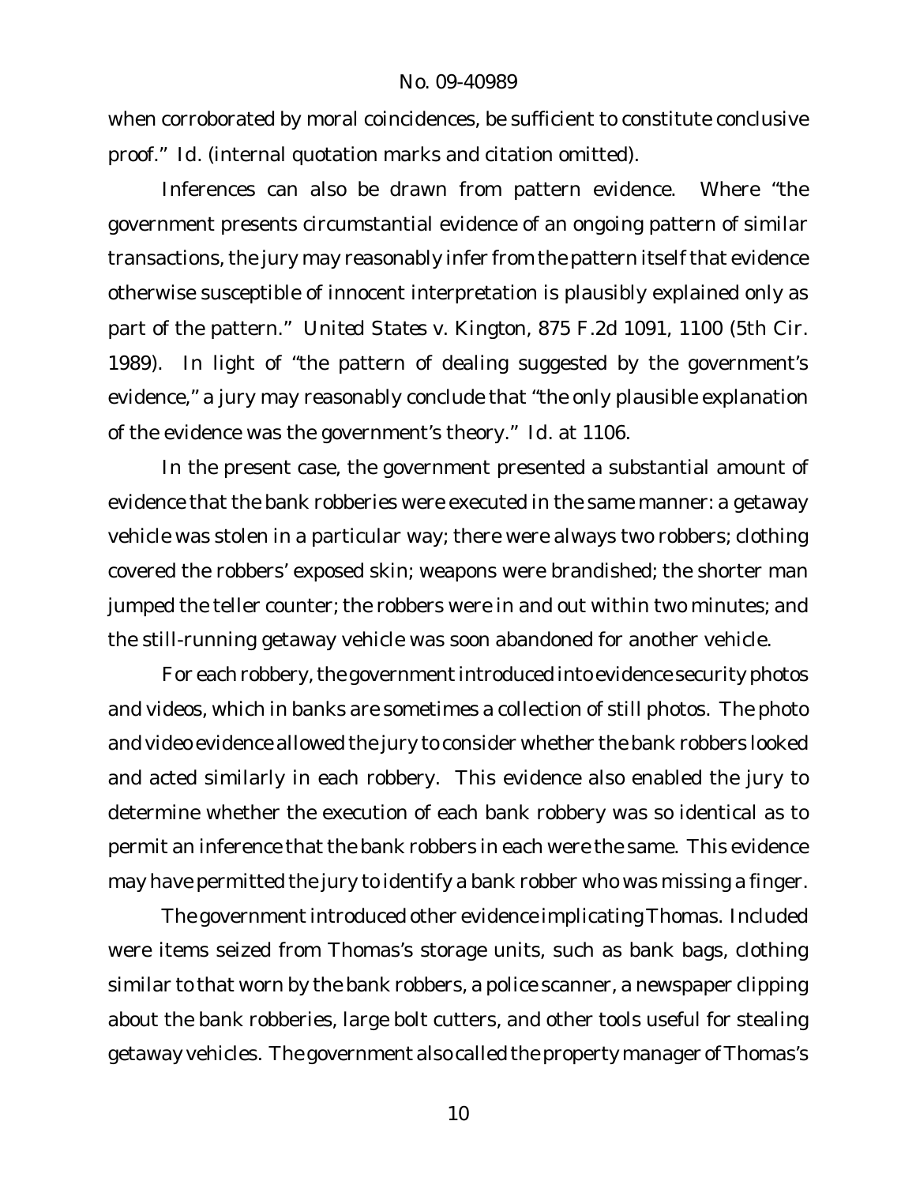when corroborated by moral coincidences, be sufficient to constitute conclusive proof." *Id.* (internal quotation marks and citation omitted).

Inferences can also be drawn from pattern evidence. Where "the government presents circumstantial evidence of an ongoing pattern of similar transactions, the jury may reasonably infer from the pattern itself that evidence otherwise susceptible of innocent interpretation is plausibly explained only as part of the pattern." *United States v. Kington*, 875 F.2d 1091, 1100 (5th Cir. 1989). In light of "the pattern of dealing suggested by the government's evidence," a jury may reasonably conclude that "the only plausible explanation of the evidence was the government's theory." *Id.* at 1106.

In the present case, the government presented a substantial amount of evidence that the bank robberies were executed in the same manner: a getaway vehicle was stolen in a particular way; there were always two robbers; clothing covered the robbers' exposed skin; weapons were brandished; the shorter man jumped the teller counter; the robbers were in and out within two minutes; and the still-running getaway vehicle was soon abandoned for another vehicle.

For each robbery, the government introduced into evidence security photos and videos, which in banks are sometimes a collection of still photos. The photo and video evidence allowed the jury to consider whether the bank robbers looked and acted similarly in each robbery. This evidence also enabled the jury to determine whether the execution of each bank robbery was so identical as to permit an inference that the bank robbers in each were the same. This evidence may have permitted the jury to identify a bank robber who was missing a finger.

The government introduced other evidence implicating Thomas. Included were items seized from Thomas's storage units, such as bank bags, clothing similar to that worn by the bank robbers, a police scanner, a newspaper clipping about the bank robberies, large bolt cutters, and other tools useful for stealing getaway vehicles. The government also called the property manager of Thomas's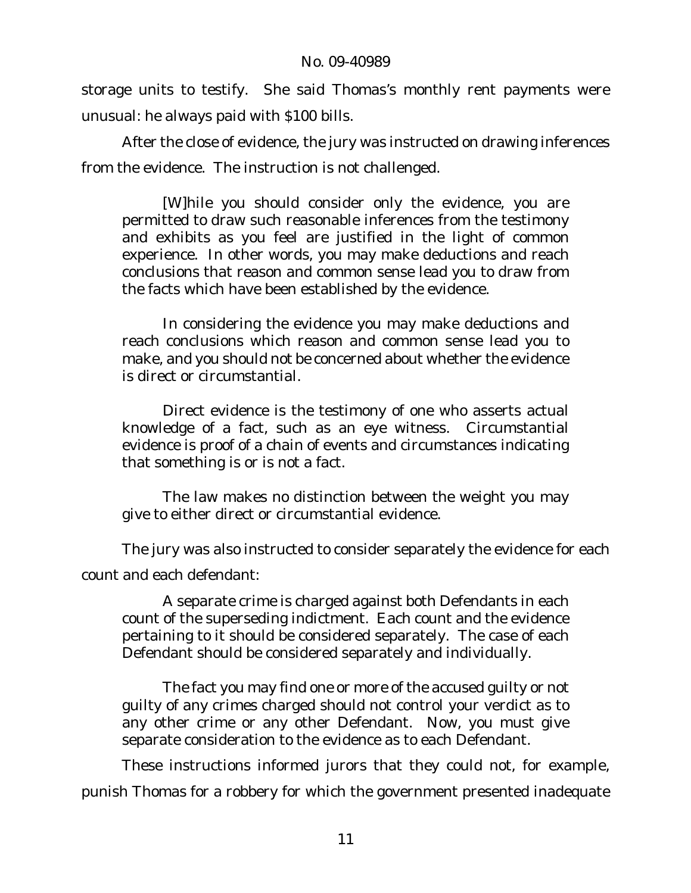storage units to testify. She said Thomas's monthly rent payments were unusual: he always paid with $100 bills.

After the close of evidence, the jury was instructed on drawing inferences from the evidence. The instruction is not challenged.

> [W]hile you should consider only the evidence, you are permitted to draw such reasonable inferences from the testimony and exhibits as you feel are justified in the light of common experience. In other words, you may make deductions and reach conclusions that reason and common sense lead you to draw from the facts which have been established by the evidence.
>
> In considering the evidence you may make deductions and reach conclusions which reason and common sense lead you to make, and you should not be concerned about whether the evidence is direct or circumstantial.
>
> Direct evidence is the testimony of one who asserts actual knowledge of a fact, such as an eye witness. Circumstantial evidence is proof of a chain of events and circumstances indicating that something is or is not a fact.
>
> The law makes no distinction between the weight you may give to either direct or circumstantial evidence.

The jury was also instructed to consider separately the evidence for each count and each defendant:

> A separate crime is charged against both Defendants in each count of the superseding indictment. Each count and the evidence pertaining to it should be considered separately. The case of each Defendant should be considered separately and individually.
>
> The fact you may find one or more of the accused guilty or not guilty of any crimes charged should not control your verdict as to any other crime or any other Defendant. Now, you must give separate consideration to the evidence as to each Defendant.

These instructions informed jurors that they could not, for example, punish Thomas for a robbery for which the government presented inadequate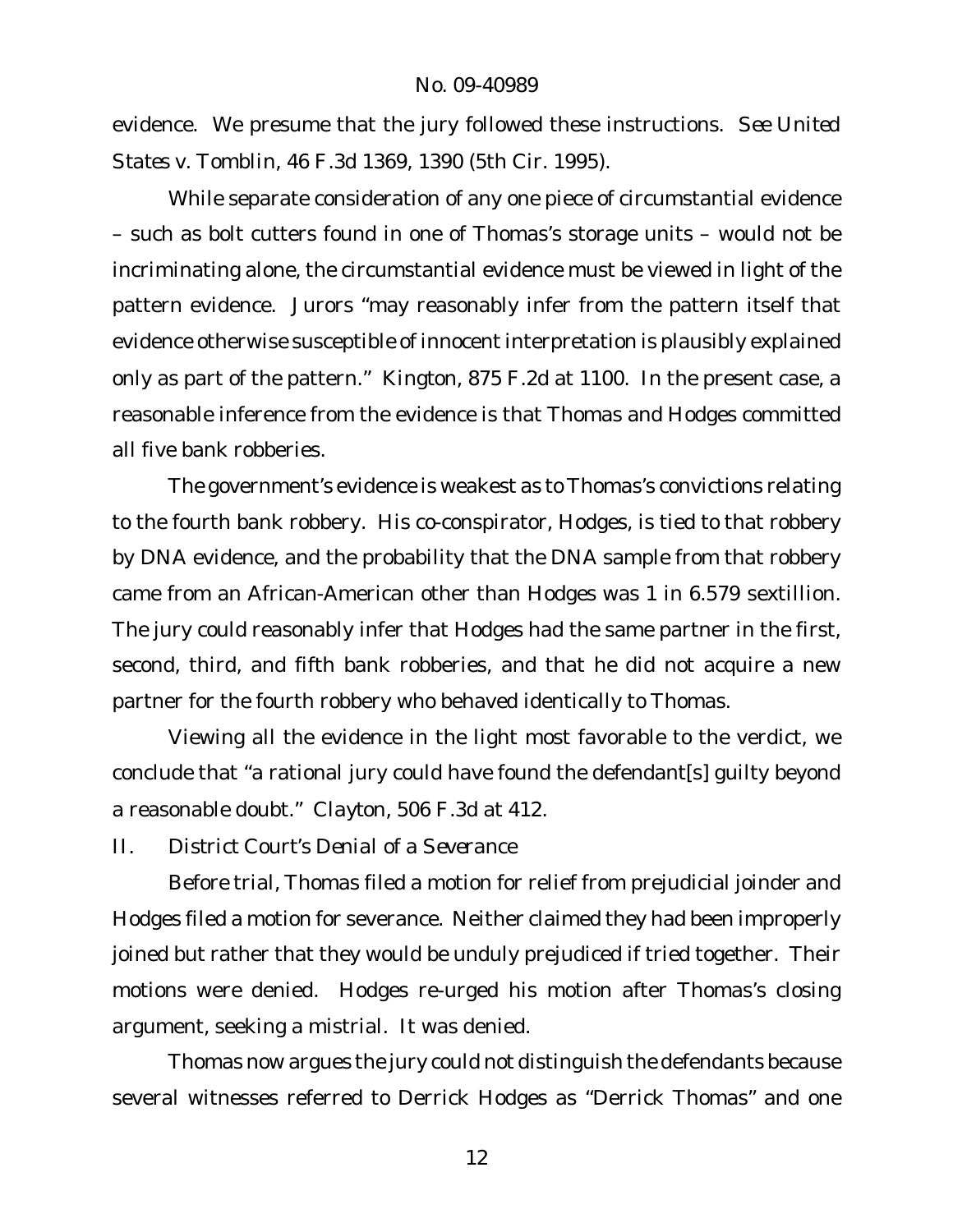evidence. We presume that the jury followed these instructions. *See United States v. Tomblin*, 46 F.3d 1369, 1390 (5th Cir. 1995).

While separate consideration of any one piece of circumstantial evidence – such as bolt cutters found in one of Thomas's storage units – would not be incriminating alone, the circumstantial evidence must be viewed in light of the pattern evidence. Jurors "may reasonably infer from the pattern itself that evidence otherwise susceptible of innocent interpretation is plausibly explained only as part of the pattern." *Kington*, 875 F.2d at 1100. In the present case, a reasonable inference from the evidence is that Thomas and Hodges committed all five bank robberies.

The government's evidence is weakest as to Thomas's convictions relating to the fourth bank robbery. His co-conspirator, Hodges, is tied to that robbery by DNA evidence, and the probability that the DNA sample from that robbery came from an African-American other than Hodges was 1 in 6.579 sextillion. The jury could reasonably infer that Hodges had the same partner in the first, second, third, and fifth bank robberies, and that he did not acquire a new partner for the fourth robbery who behaved identically to Thomas.

Viewing all the evidence in the light most favorable to the verdict, we conclude that "a rational jury could have found the defendant[s] guilty beyond a reasonable doubt." *Clayton*, 506 F.3d at 412.

## II. *District Court's Denial of a Severance*

Before trial, Thomas filed a motion for relief from prejudicial joinder and Hodges filed a motion for severance. Neither claimed they had been improperly joined but rather that they would be unduly prejudiced if tried together. Their motions were denied. Hodges re-urged his motion after Thomas's closing argument, seeking a mistrial. It was denied.

Thomas now argues the jury could not distinguish the defendants because several witnesses referred to Derrick Hodges as "Derrick Thomas" and one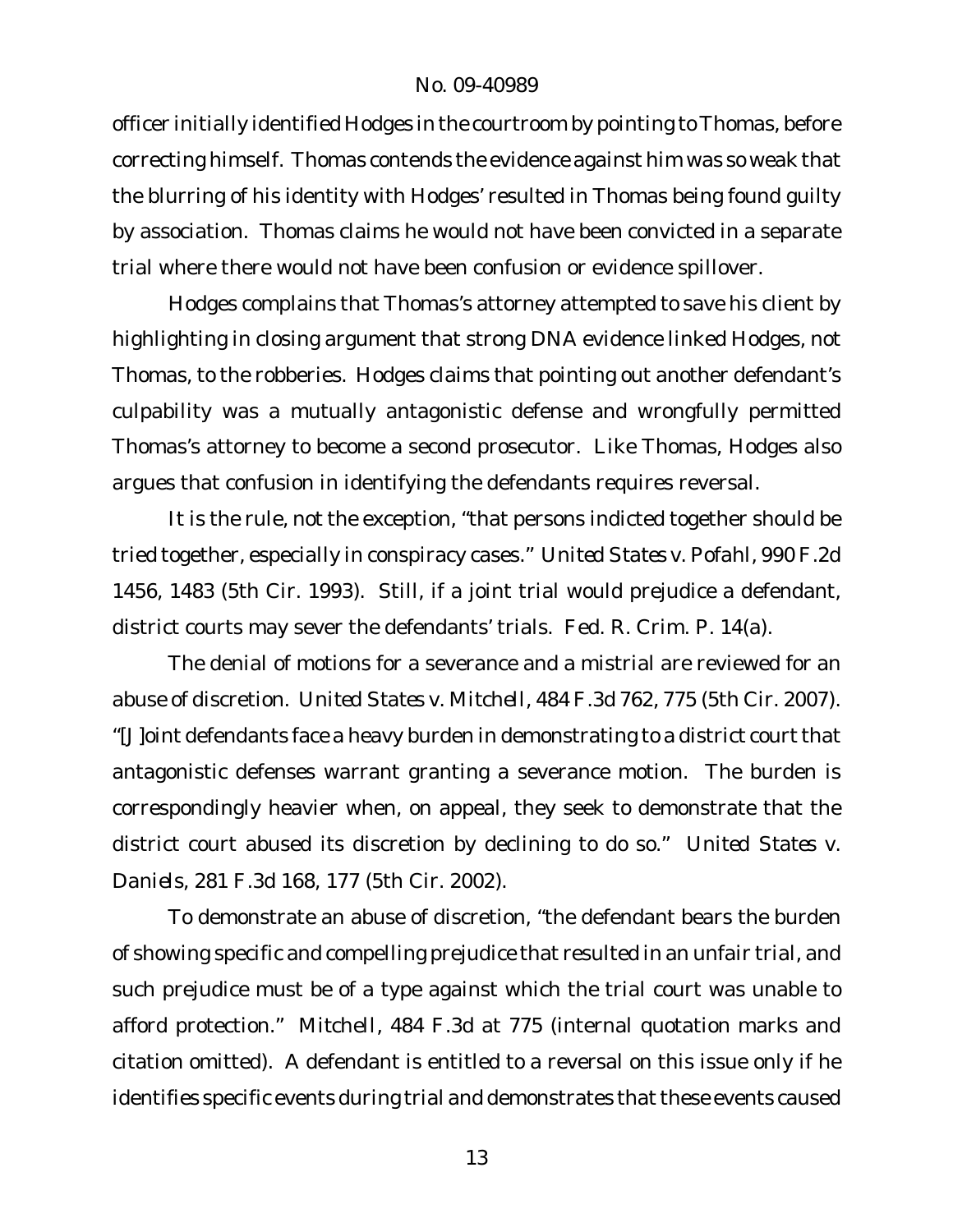officer initially identified Hodges in the courtroom by pointing to Thomas, before correcting himself. Thomas contends the evidence against him was so weak that the blurring of his identity with Hodges' resulted in Thomas being found guilty by association. Thomas claims he would not have been convicted in a separate trial where there would not have been confusion or evidence spillover.

Hodges complains that Thomas's attorney attempted to save his client by highlighting in closing argument that strong DNA evidence linked Hodges, not Thomas, to the robberies. Hodges claims that pointing out another defendant's culpability was a mutually antagonistic defense and wrongfully permitted Thomas's attorney to become a second prosecutor. Like Thomas, Hodges also argues that confusion in identifying the defendants requires reversal.

It is the rule, not the exception, "that persons indicted together should be tried together, especially in conspiracy cases." *United States v. Pofahl*, 990 F.2d 1456, 1483 (5th Cir. 1993). Still, if a joint trial would prejudice a defendant, district courts may sever the defendants' trials. Fed. R. Crim. P. 14(a).

The denial of motions for a severance and a mistrial are reviewed for an abuse of discretion. *United States v. Mitchell*, 484 F.3d 762, 775 (5th Cir. 2007). "[J]oint defendants face a heavy burden in demonstrating to a district court that antagonistic defenses warrant granting a severance motion. The burden is correspondingly heavier when, on appeal, they seek to demonstrate that the district court abused its discretion by declining to do so." *United States v. Daniels*, 281 F.3d 168, 177 (5th Cir. 2002).

To demonstrate an abuse of discretion, "the defendant bears the burden of showing specific and compelling prejudice that resulted in an unfair trial, and such prejudice must be of a type against which the trial court was unable to afford protection." *Mitchell*, 484 F.3d at 775 (internal quotation marks and citation omitted). A defendant is entitled to a reversal on this issue only if he identifies specific events during trial and demonstrates that these events caused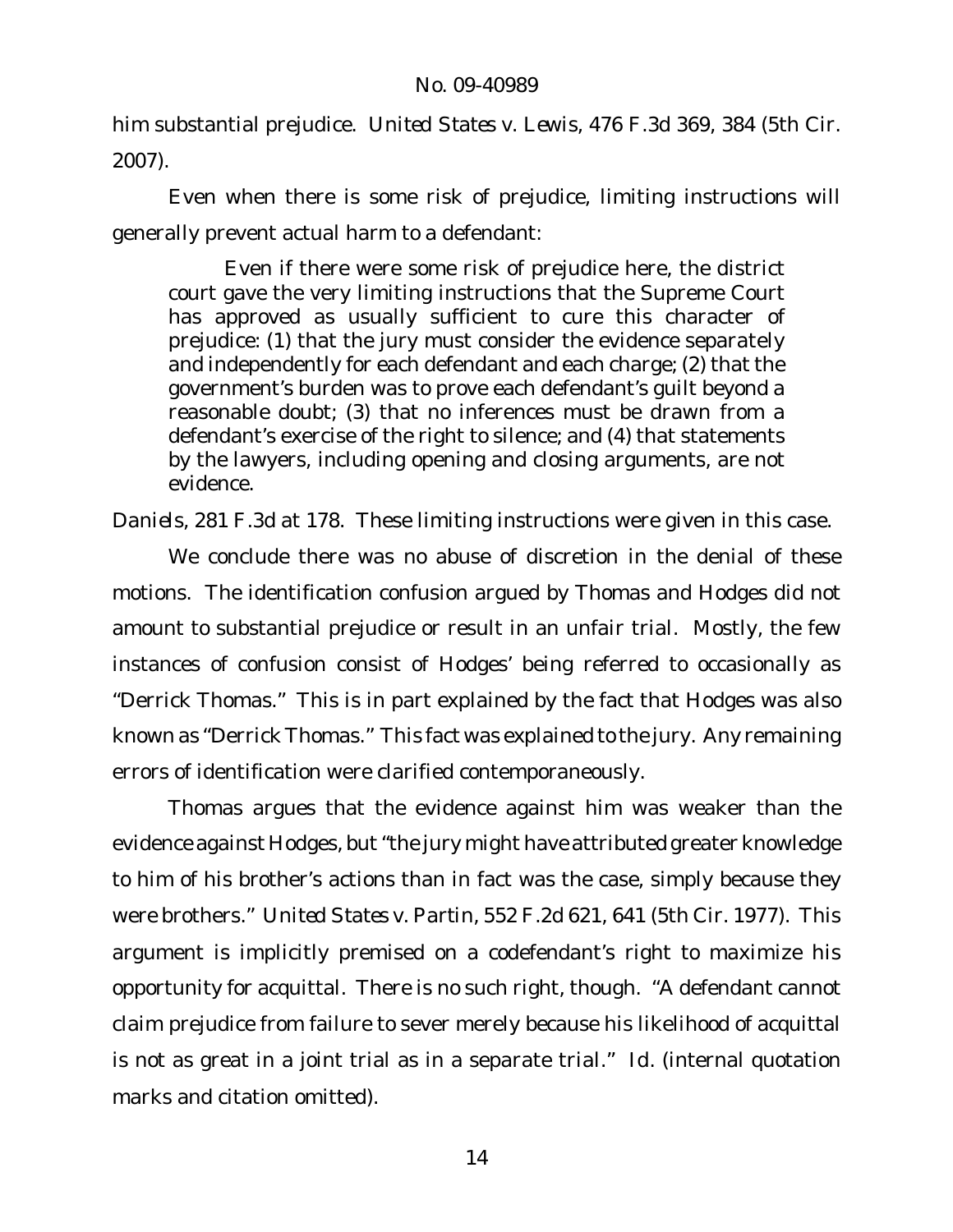him substantial prejudice. *United States v. Lewis*, 476 F.3d 369, 384 (5th Cir. 2007).

Even when there is some risk of prejudice, limiting instructions will generally prevent actual harm to a defendant:

> Even if there were some risk of prejudice here, the district court gave the very limiting instructions that the Supreme Court has approved as usually sufficient to cure this character of prejudice: (1) that the jury must consider the evidence separately and independently for each defendant and each charge; (2) that the government's burden was to prove each defendant's guilt beyond a reasonable doubt; (3) that no inferences must be drawn from a defendant's exercise of the right to silence; and (4) that statements by the lawyers, including opening and closing arguments, are not evidence.

*Daniels*, 281 F.3d at 178. These limiting instructions were given in this case.

We conclude there was no abuse of discretion in the denial of these motions. The identification confusion argued by Thomas and Hodges did not amount to substantial prejudice or result in an unfair trial. Mostly, the few instances of confusion consist of Hodges' being referred to occasionally as "Derrick Thomas." This is in part explained by the fact that Hodges was also known as "Derrick Thomas." This fact was explained to the jury. Any remaining errors of identification were clarified contemporaneously.

Thomas argues that the evidence against him was weaker than the evidence against Hodges, but "the jury might have attributed greater knowledge to him of his brother's actions than in fact was the case, simply because they were brothers." *United States v. Partin*, 552 F.2d 621, 641 (5th Cir. 1977). This argument is implicitly premised on a codefendant's right to maximize his opportunity for acquittal. There is no such right, though. "A defendant cannot claim prejudice from failure to sever merely because his likelihood of acquittal is not as great in a joint trial as in a separate trial." *Id.* (internal quotation marks and citation omitted).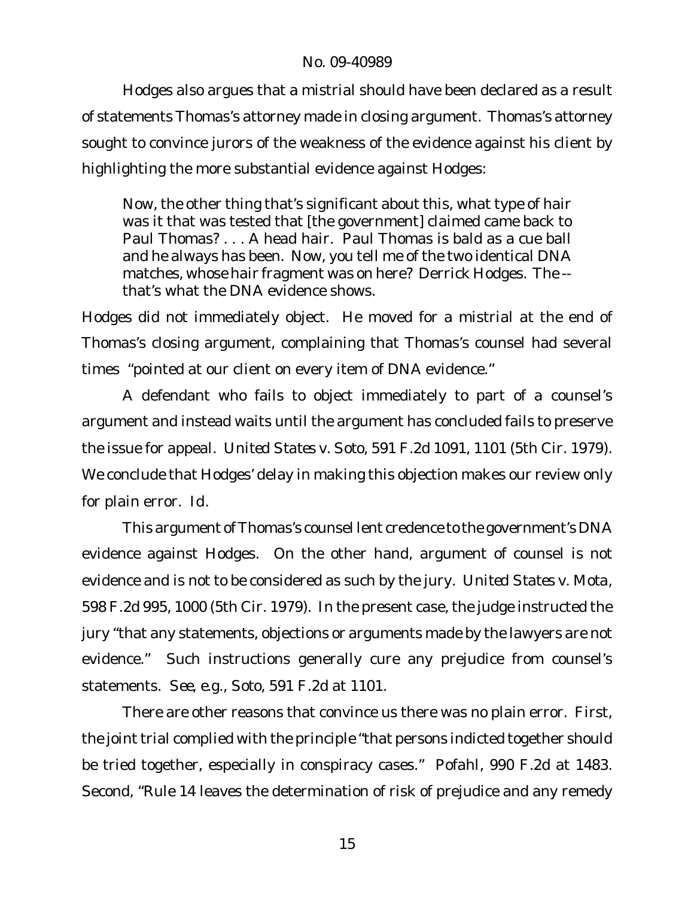Hodges also argues that a mistrial should have been declared as a result of statements Thomas's attorney made in closing argument. Thomas's attorney sought to convince jurors of the weakness of the evidence against his client by highlighting the more substantial evidence against Hodges:

> Now, the other thing that's significant about this, what type of hair was it that was tested that [the government] claimed came back to Paul Thomas? . . . A head hair. Paul Thomas is bald as a cue ball and he always has been. Now, you tell me of the two identical DNA matches, whose hair fragment was on here? Derrick Hodges. The -- that's what the DNA evidence shows.

Hodges did not immediately object. He moved for a mistrial at the end of Thomas's closing argument, complaining that Thomas's counsel had several times "pointed at our client on every item of DNA evidence."

A defendant who fails to object immediately to part of a counsel's argument and instead waits until the argument has concluded fails to preserve the issue for appeal. *United States v. Soto*, 591 F.2d 1091, 1101 (5th Cir. 1979). We conclude that Hodges' delay in making this objection makes our review only for plain error. *Id.*

This argument of Thomas's counsel lent credence to the government's DNA evidence against Hodges. On the other hand, argument of counsel is not evidence and is not to be considered as such by the jury. *United States v. Mota*, 598 F.2d 995, 1000 (5th Cir. 1979). In the present case, the judge instructed the jury "that any statements, objections or arguments made by the lawyers are not evidence." Such instructions generally cure any prejudice from counsel's statements. *See, e.g.*, *Soto*, 591 F.2d at 1101.

There are other reasons that convince us there was no plain error. First, the joint trial complied with the principle "that persons indicted together should be tried together, especially in conspiracy cases." *Pofahl*, 990 F.2d at 1483. Second, "Rule 14 leaves the determination of risk of prejudice and any remedy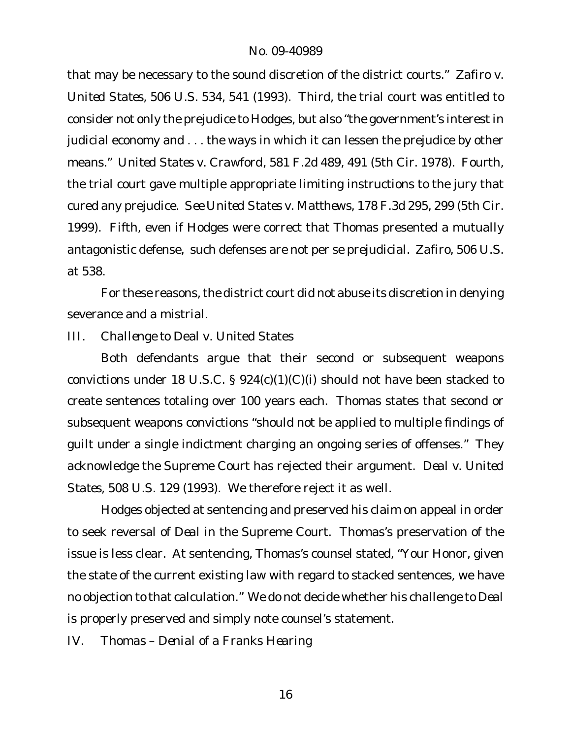that may be necessary to the sound discretion of the district courts." *Zafiro v. United States*, 506 U.S. 534, 541 (1993). Third, the trial court was entitled to consider not only the prejudice to Hodges, but also "the government's interest in judicial economy and . . . the ways in which it can lessen the prejudice by other means." *United States v. Crawford*, 581 F.2d 489, 491 (5th Cir. 1978). Fourth, the trial court gave multiple appropriate limiting instructions to the jury that cured any prejudice. *See United States v. Matthews*, 178 F.3d 295, 299 (5th Cir. 1999). Fifth, even if Hodges were correct that Thomas presented a mutually antagonistic defense, such defenses are not per se prejudicial. *Zafiro*, 506 U.S. at 538.

For these reasons, the district court did not abuse its discretion in denying severance and a mistrial.

## III. *Challenge to Deal v. United States*

Both defendants argue that their second or subsequent weapons convictions under 18 U.S.C. § 924(c)(1)(C)(i) should not have been stacked to create sentences totaling over 100 years each. Thomas states that second or subsequent weapons convictions "should not be applied to multiple findings of guilt under a single indictment charging an ongoing series of offenses." They acknowledge the Supreme Court has rejected their argument. *Deal v. United States*, 508 U.S. 129 (1993). We therefore reject it as well.

Hodges objected at sentencing and preserved his claim on appeal in order to seek reversal of *Deal* in the Supreme Court. Thomas's preservation of the issue is less clear. At sentencing, Thomas's counsel stated, "Your Honor, given the state of the current existing law with regard to stacked sentences, we have no objection to that calculation." We do not decide whether his challenge to *Deal* is properly preserved and simply note counsel's statement.

## IV. *Thomas – Denial of a Franks Hearing*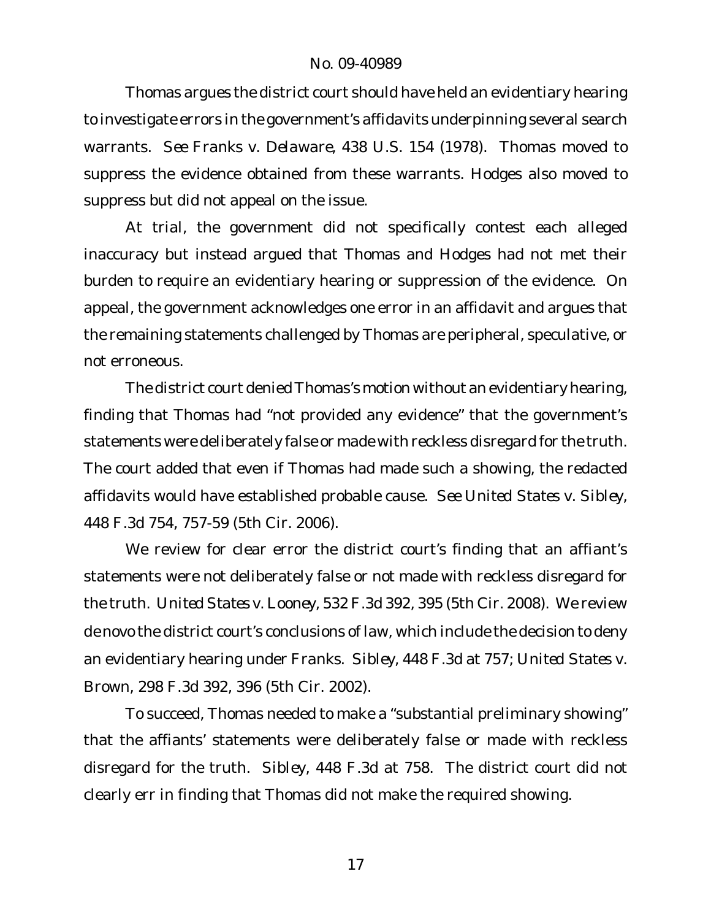Thomas argues the district court should have held an evidentiary hearing to investigate errors in the government's affidavits underpinning several search warrants. *See Franks v. Delaware*, 438 U.S. 154 (1978). Thomas moved to suppress the evidence obtained from these warrants. Hodges also moved to suppress but did not appeal on the issue.

At trial, the government did not specifically contest each alleged inaccuracy but instead argued that Thomas and Hodges had not met their burden to require an evidentiary hearing or suppression of the evidence. On appeal, the government acknowledges one error in an affidavit and argues that the remaining statements challenged by Thomas are peripheral, speculative, or not erroneous.

The district court denied Thomas's motion without an evidentiary hearing, finding that Thomas had "not provided any evidence" that the government's statements were deliberately false or made with reckless disregard for the truth. The court added that even if Thomas had made such a showing, the redacted affidavits would have established probable cause. *See United States v. Sibley*, 448 F.3d 754, 757-59 (5th Cir. 2006).

We review for clear error the district court's finding that an affiant's statements were not deliberately false or not made with reckless disregard for the truth. *United States v. Looney*, 532 F.3d 392, 395 (5th Cir. 2008). We review de novo the district court's conclusions of law, which include the decision to deny an evidentiary hearing under *Franks*. *Sibley*, 448 F.3d at 757; *United States v. Brown*, 298 F.3d 392, 396 (5th Cir. 2002).

To succeed, Thomas needed to make a "substantial preliminary showing" that the affiants' statements were deliberately false or made with reckless disregard for the truth. *Sibley*, 448 F.3d at 758. The district court did not clearly err in finding that Thomas did not make the required showing.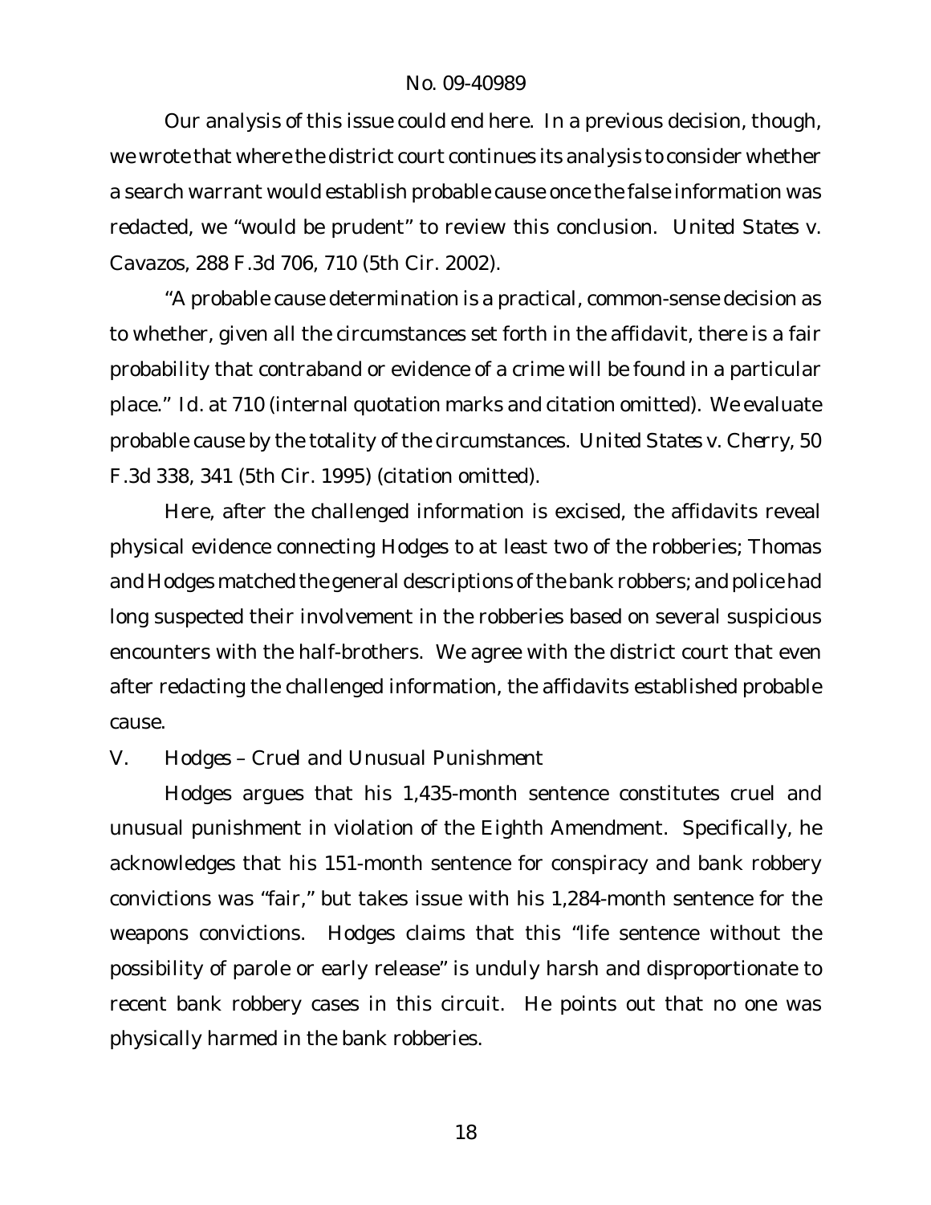Our analysis of this issue could end here. In a previous decision, though, we wrote that where the district court continues its analysis to consider whether a search warrant would establish probable cause once the false information was redacted, we "would be prudent" to review this conclusion. *United States v. Cavazos*, 288 F.3d 706, 710 (5th Cir. 2002).

"A probable cause determination is a practical, common-sense decision as to whether, given all the circumstances set forth in the affidavit, there is a fair probability that contraband or evidence of a crime will be found in a particular place." *Id.* at 710 (internal quotation marks and citation omitted). We evaluate probable cause by the totality of the circumstances. *United States v. Cherry*, 50 F.3d 338, 341 (5th Cir. 1995) (citation omitted).

Here, after the challenged information is excised, the affidavits reveal physical evidence connecting Hodges to at least two of the robberies; Thomas and Hodges matched the general descriptions of the bank robbers; and police had long suspected their involvement in the robberies based on several suspicious encounters with the half-brothers. We agree with the district court that even after redacting the challenged information, the affidavits established probable cause.

## V. *Hodges – Cruel and Unusual Punishment*

Hodges argues that his 1,435-month sentence constitutes cruel and unusual punishment in violation of the Eighth Amendment. Specifically, he acknowledges that his 151-month sentence for conspiracy and bank robbery convictions was "fair," but takes issue with his 1,284-month sentence for the weapons convictions. Hodges claims that this "life sentence without the possibility of parole or early release" is unduly harsh and disproportionate to recent bank robbery cases in this circuit. He points out that no one was physically harmed in the bank robberies.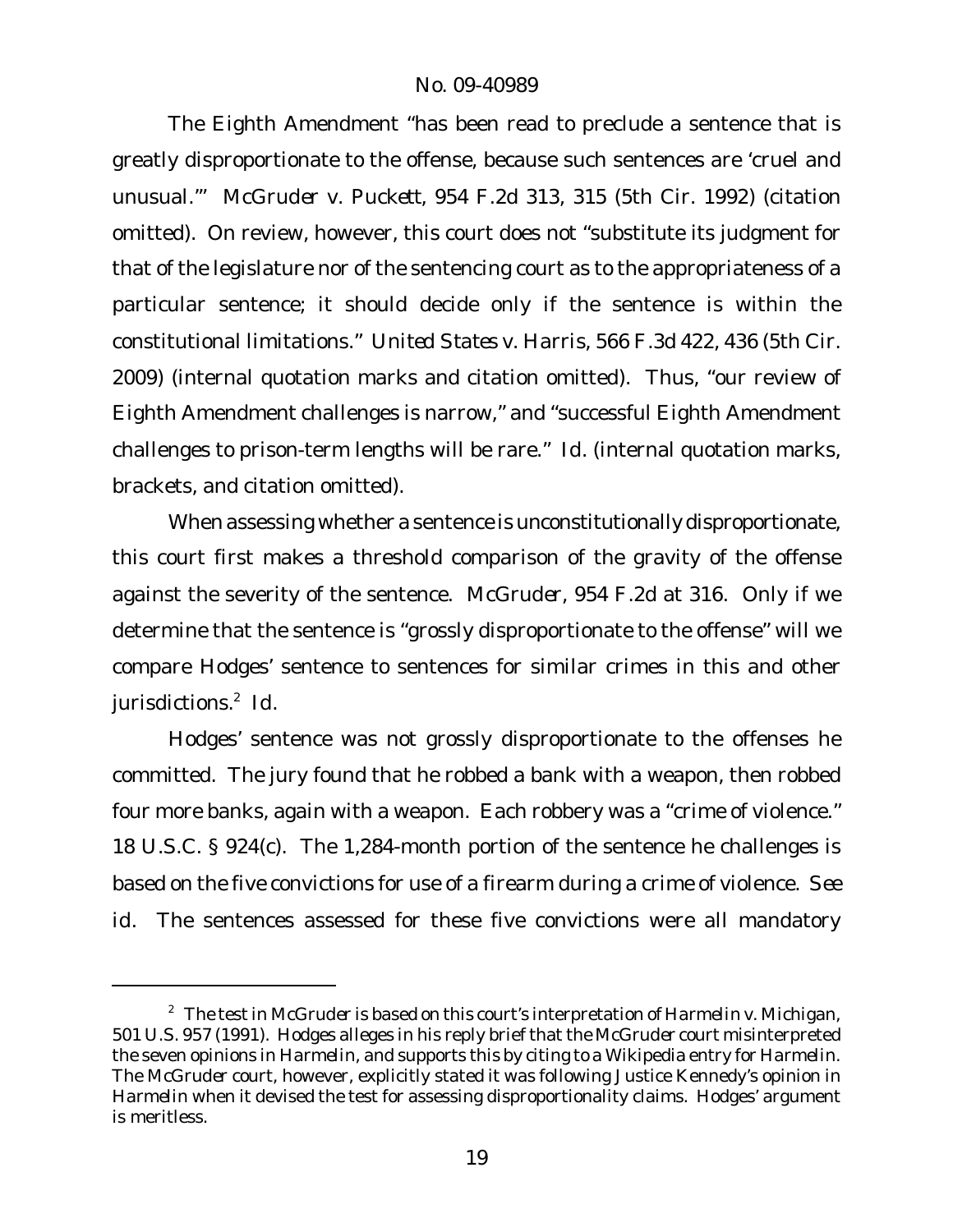The Eighth Amendment "has been read to preclude a sentence that is greatly disproportionate to the offense, because such sentences are 'cruel and unusual.'" *McGruder v. Puckett*, 954 F.2d 313, 315 (5th Cir. 1992) (citation omitted). On review, however, this court does not "substitute its judgment for that of the legislature nor of the sentencing court as to the appropriateness of a particular sentence; it should decide only if the sentence is within the constitutional limitations." *United States v. Harris*, 566 F.3d 422, 436 (5th Cir. 2009) (internal quotation marks and citation omitted). Thus, "our review of Eighth Amendment challenges is narrow," and "successful Eighth Amendment challenges to prison-term lengths will be rare." *Id.* (internal quotation marks, brackets, and citation omitted).

When assessing whether a sentence is unconstitutionally disproportionate, this court first makes a threshold comparison of the gravity of the offense against the severity of the sentence. *McGruder*, 954 F.2d at 316. Only if we determine that the sentence is "grossly disproportionate to the offense" will we compare Hodges' sentence to sentences for similar crimes in this and other jurisdictions.[2] *Id.*

Hodges' sentence was not grossly disproportionate to the offenses he committed. The jury found that he robbed a bank with a weapon, then robbed four more banks, again with a weapon. Each robbery was a "crime of violence." 18 U.S.C. § 924(c). The 1,284-month portion of the sentence he challenges is based on the five convictions for use of a firearm during a crime of violence. *See id.* The sentences assessed for these five convictions were all mandatory

---

[2] The test in *McGruder* is based on this court's interpretation of *Harmelin v. Michigan*, 501 U.S. 957 (1991). Hodges alleges in his reply brief that the *McGruder* court misinterpreted the seven opinions in *Harmelin*, and supports this by citing to a Wikipedia entry for *Harmelin*. The *McGruder* court, however, explicitly stated it was following Justice Kennedy's opinion in *Harmelin* when it devised the test for assessing disproportionality claims. Hodges' argument is meritless.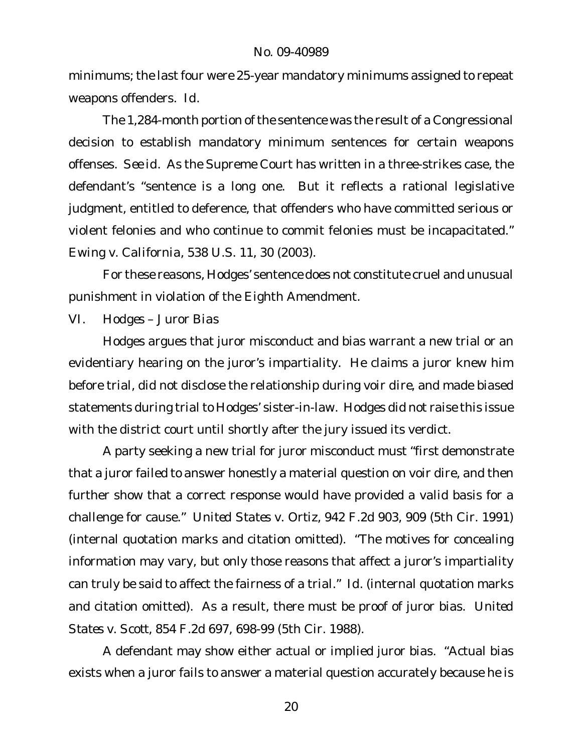minimums; the last four were 25-year mandatory minimums assigned to repeat weapons offenders. *Id.*

The 1,284-month portion of the sentence was the result of a Congressional decision to establish mandatory minimum sentences for certain weapons offenses. *See id.* As the Supreme Court has written in a three-strikes case, the defendant's "sentence is a long one. But it reflects a rational legislative judgment, entitled to deference, that offenders who have committed serious or violent felonies and who continue to commit felonies must be incapacitated." *Ewing v. California*, 538 U.S. 11, 30 (2003).

For these reasons, Hodges' sentence does not constitute cruel and unusual punishment in violation of the Eighth Amendment.

## VI. Hodges – Juror Bias

Hodges argues that juror misconduct and bias warrant a new trial or an evidentiary hearing on the juror's impartiality. He claims a juror knew him before trial, did not disclose the relationship during voir dire, and made biased statements during trial to Hodges' sister-in-law. Hodges did not raise this issue with the district court until shortly after the jury issued its verdict.

A party seeking a new trial for juror misconduct must "first demonstrate that a juror failed to answer honestly a material question on voir dire, and then further show that a correct response would have provided a valid basis for a challenge for cause." *United States v. Ortiz*, 942 F.2d 903, 909 (5th Cir. 1991) (internal quotation marks and citation omitted). "The motives for concealing information may vary, but only those reasons that affect a juror's impartiality can truly be said to affect the fairness of a trial." *Id.* (internal quotation marks and citation omitted). As a result, there must be proof of juror bias. *United States v. Scott*, 854 F.2d 697, 698-99 (5th Cir. 1988).

A defendant may show either actual or implied juror bias. "Actual bias exists when a juror fails to answer a material question accurately because he is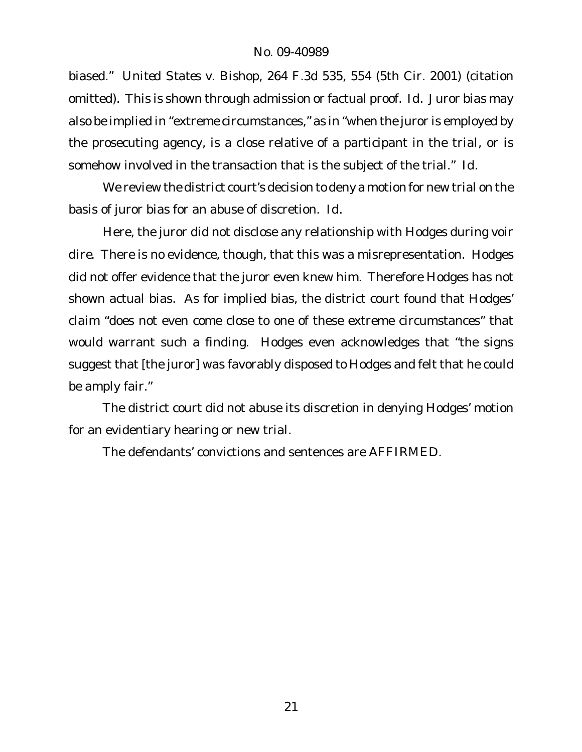biased." *United States v. Bishop*, 264 F.3d 535, 554 (5th Cir. 2001) (citation omitted). This is shown through admission or factual proof. *Id.* Juror bias may also be implied in "extreme circumstances," as in "when the juror is employed by the prosecuting agency, is a close relative of a participant in the trial, or is somehow involved in the transaction that is the subject of the trial." *Id.*

We review the district court's decision to deny a motion for new trial on the basis of juror bias for an abuse of discretion. *Id.*

Here, the juror did not disclose any relationship with Hodges during voir dire. There is no evidence, though, that this was a misrepresentation. Hodges did not offer evidence that the juror even knew him. Therefore Hodges has not shown actual bias. As for implied bias, the district court found that Hodges' claim "does not even come close to one of these extreme circumstances" that would warrant such a finding. Hodges even acknowledges that "the signs suggest that [the juror] was favorably disposed to Hodges and felt that he could be amply fair."

The district court did not abuse its discretion in denying Hodges' motion for an evidentiary hearing or new trial.

The defendants' convictions and sentences are AFFIRMED.